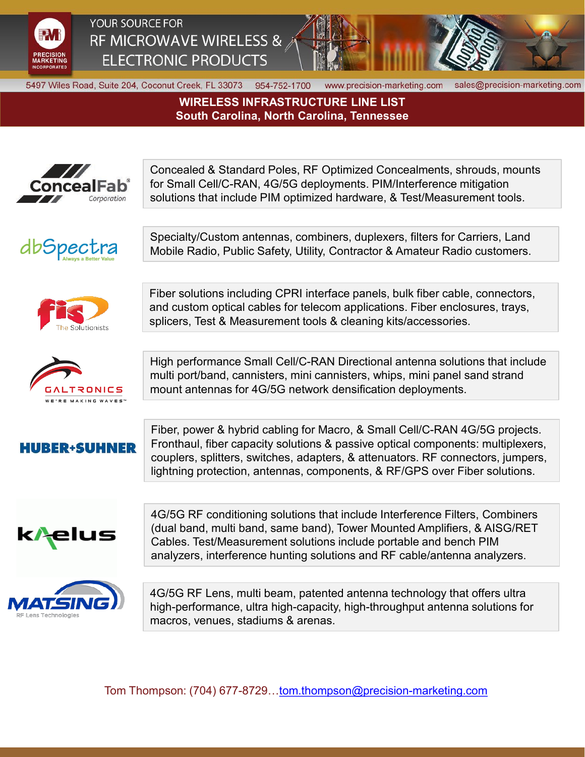PRECISION MARKETING INCORPORATED

YOUR SOURCE FOR
RF MICROWAVE WIRELESS &
ELECTRONIC PRODUCTS

5497 Wiles Road, Suite 204, Coconut Creek, FL 33073 954-752-1700 www.precision-marketing.com sales@precision-marketing.com

# WIRELESS INFRASTRUCTURE LINE LIST
## South Carolina, North Carolina, Tennessee

**ConcealFab Corporation**

Concealed & Standard Poles, RF Optimized Concealments, shrouds, mounts for Small Cell/C-RAN, 4G/5G deployments. PIM/Interference mitigation solutions that include PIM optimized hardware, & Test/Measurement tools.

**dbSpectra** – Always a Better Value

Specialty/Custom antennas, combiners, duplexers, filters for Carriers, Land Mobile Radio, Public Safety, Utility, Contractor & Amateur Radio customers.

**fis** – The Solutionists

Fiber solutions including CPRI interface panels, bulk fiber cable, connectors, and custom optical cables for telecom applications. Fiber enclosures, trays, splicers, Test & Measurement tools & cleaning kits/accessories.

**GALTRONICS** – WE'RE MAKING WAVES™

High performance Small Cell/C-RAN Directional antenna solutions that include multi port/band, cannisters, mini cannisters, whips, mini panel sand strand mount antennas for 4G/5G network densification deployments.

**HUBER+SUHNER**

Fiber, power & hybrid cabling for Macro, & Small Cell/C-RAN 4G/5G projects. Fronthaul, fiber capacity solutions & passive optical components: multiplexers, couplers, splitters, switches, adapters, & attenuators. RF connectors, jumpers, lightning protection, antennas, components, & RF/GPS over Fiber solutions.

**kaelus**

4G/5G RF conditioning solutions that include Interference Filters, Combiners (dual band, multi band, same band), Tower Mounted Amplifiers, & AISG/RET Cables. Test/Measurement solutions include portable and bench PIM analyzers, interference hunting solutions and RF cable/antenna analyzers.

**MATSING** – RF Lens Technologies

4G/5G RF Lens, multi beam, patented antenna technology that offers ultra high-performance, ultra high-capacity, high-throughput antenna solutions for macros, venues, stadiums & arenas.

Tom Thompson: (704) 677-8729…tom.thompson@precision-marketing.com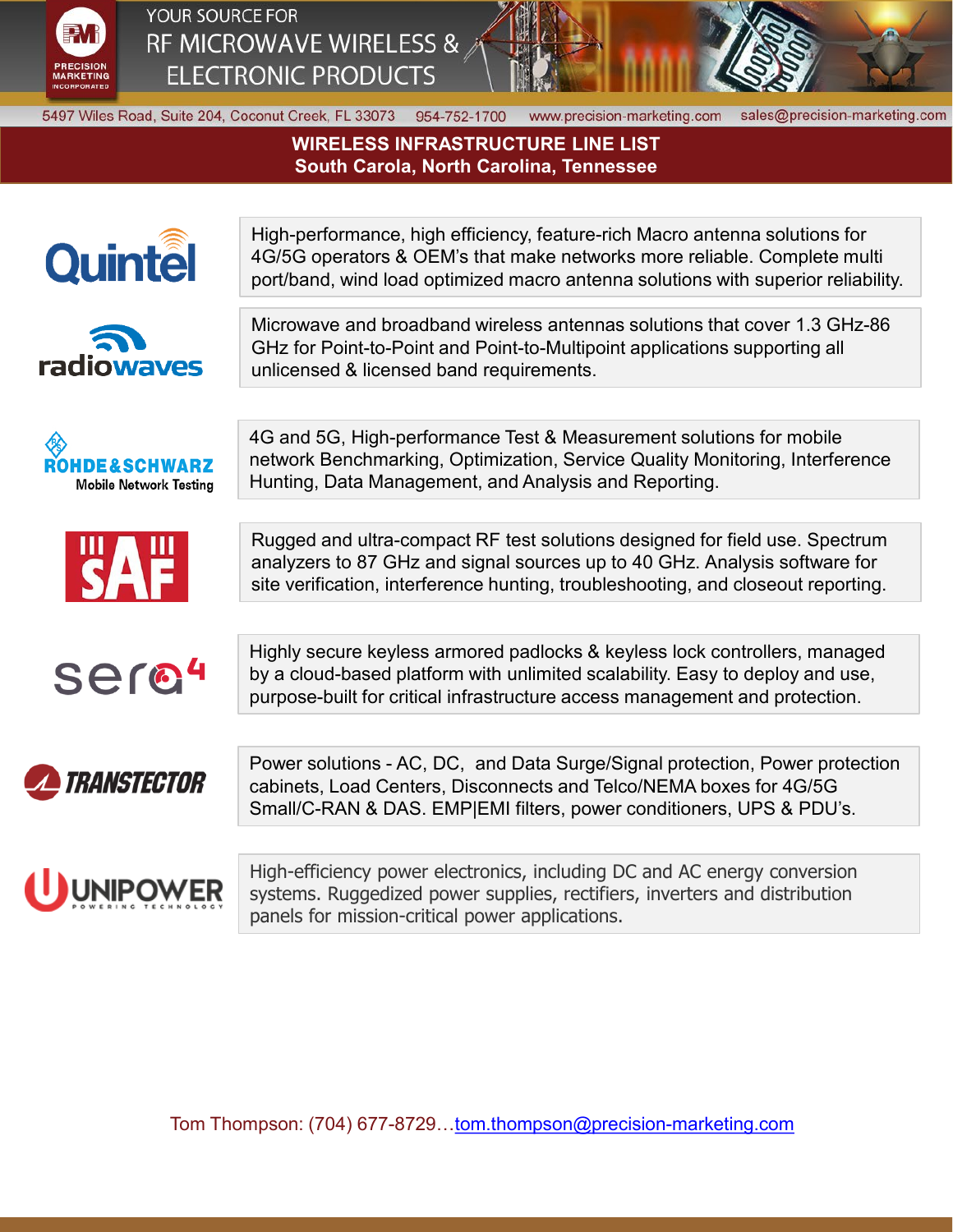YOUR SOURCE FOR
RF MICROWAVE WIRELESS & ELECTRONIC PRODUCTS

PRECISION MARKETING INCORPORATED

5497 Wiles Road, Suite 204, Coconut Creek, FL 33073 954-752-1700 www.precision-marketing.com sales@precision-marketing.com

# WIRELESS INFRASTRUCTURE LINE LIST
## South Carola, North Carolina, Tennessee

| | |
|---|---|
| Quintel | High-performance, high efficiency, feature-rich Macro antenna solutions for 4G/5G operators & OEM's that make networks more reliable. Complete multi port/band, wind load optimized macro antenna solutions with superior reliability. |
| radiowaves | Microwave and broadband wireless antennas solutions that cover 1.3 GHz-86 GHz for Point-to-Point and Point-to-Multipoint applications supporting all unlicensed & licensed band requirements. |
| ROHDE&SCHWARZ Mobile Network Testing | 4G and 5G, High-performance Test & Measurement solutions for mobile network Benchmarking, Optimization, Service Quality Monitoring, Interference Hunting, Data Management, and Analysis and Reporting. |
| SAF | Rugged and ultra-compact RF test solutions designed for field use. Spectrum analyzers to 87 GHz and signal sources up to 40 GHz. Analysis software for site verification, interference hunting, troubleshooting, and closeout reporting. |
| sera4 | Highly secure keyless armored padlocks & keyless lock controllers, managed by a cloud-based platform with unlimited scalability. Easy to deploy and use, purpose-built for critical infrastructure access management and protection. |
| TRANSTECTOR | Power solutions - AC, DC, and Data Surge/Signal protection, Power protection cabinets, Load Centers, Disconnects and Telco/NEMA boxes for 4G/5G Small/C-RAN & DAS. EMP\|EMI filters, power conditioners, UPS & PDU's. |
| UNIPOWER POWERING TECHNOLOGY | High-efficiency power electronics, including DC and AC energy conversion systems. Ruggedized power supplies, rectifiers, inverters and distribution panels for mission-critical power applications. |

Tom Thompson: (704) 677-8729…tom.thompson@precision-marketing.com